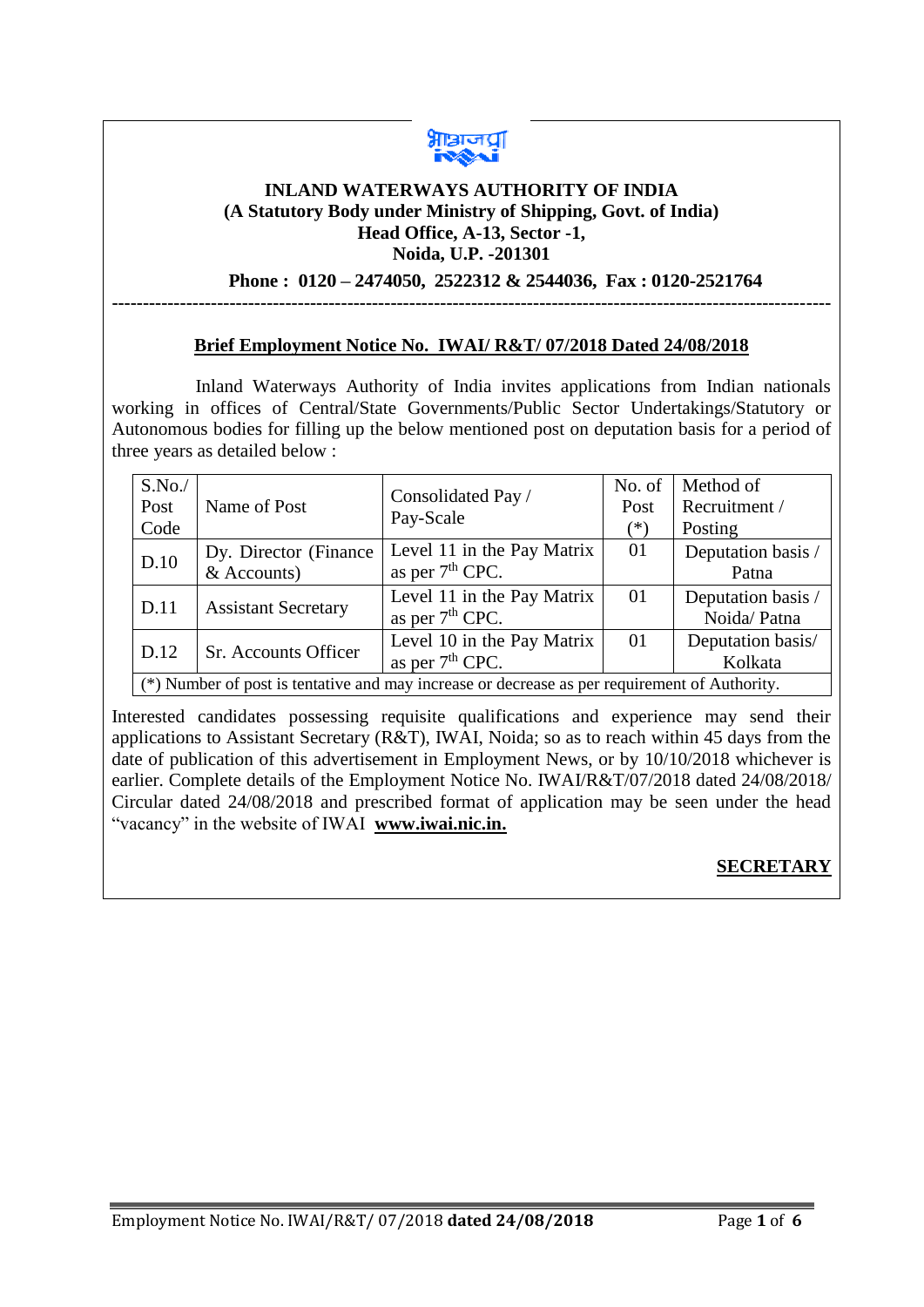**INLAND WATERWAYS AUTHORITY OF INDIA**
**(A Statutory Body under Ministry of Shipping, Govt. of India)**
**Head Office, A-13, Sector -1,**
**Noida, U.P. -201301**

**Phone : 0120 – 2474050, 2522312 & 2544036, Fax : 0120-2521764**

---

**Brief Employment Notice No. IWAI/ R&T/ 07/2018 Dated 24/08/2018**

Inland Waterways Authority of India invites applications from Indian nationals working in offices of Central/State Governments/Public Sector Undertakings/Statutory or Autonomous bodies for filling up the below mentioned post on deputation basis for a period of three years as detailed below :

| S.No./ Post Code | Name of Post | Consolidated Pay / Pay-Scale | No. of Post (*) | Method of Recruitment / Posting |
|---|---|---|---|---|
| D.10 | Dy. Director (Finance & Accounts) | Level 11 in the Pay Matrix as per 7th CPC. | 01 | Deputation basis / Patna |
| D.11 | Assistant Secretary | Level 11 in the Pay Matrix as per 7th CPC. | 01 | Deputation basis / Noida/ Patna |
| D.12 | Sr. Accounts Officer | Level 10 in the Pay Matrix as per 7th CPC. | 01 | Deputation basis/ Kolkata |
| (*) Number of post is tentative and may increase or decrease as per requirement of Authority. | | | | |

Interested candidates possessing requisite qualifications and experience may send their applications to Assistant Secretary (R&T), IWAI, Noida; so as to reach within 45 days from the date of publication of this advertisement in Employment News, or by 10/10/2018 whichever is earlier. Complete details of the Employment Notice No. IWAI/R&T/07/2018 dated 24/08/2018/ Circular dated 24/08/2018 and prescribed format of application may be seen under the head "vacancy" in the website of IWAI **www.iwai.nic.in.**

**SECRETARY**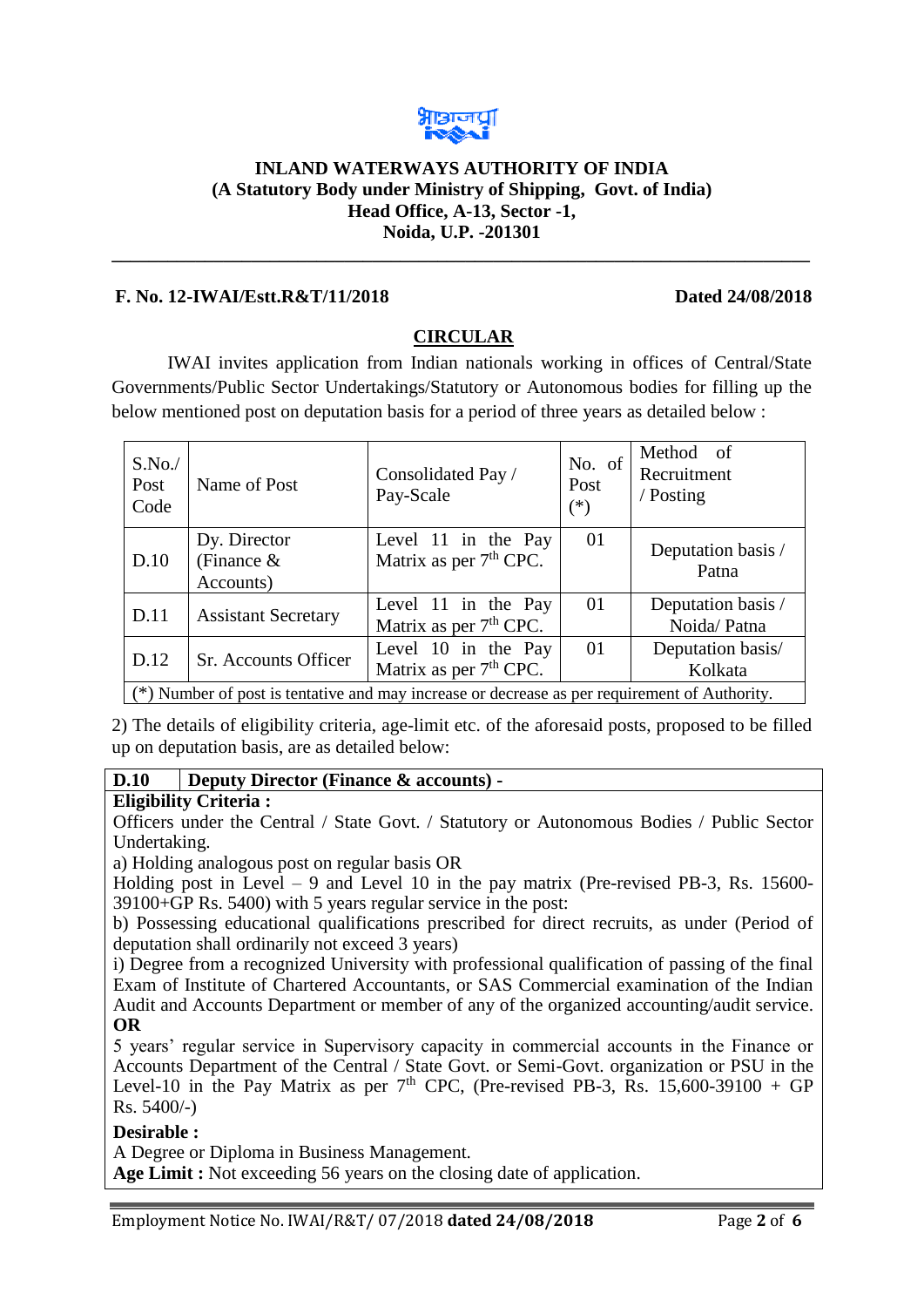**INLAND WATERWAYS AUTHORITY OF INDIA**
**(A Statutory Body under Ministry of Shipping, Govt. of India)**
**Head Office, A-13, Sector -1,**
**Noida, U.P. -201301**

**F. No. 12-IWAI/Estt.R&T/11/2018** **Dated 24/08/2018**

## CIRCULAR

IWAI invites application from Indian nationals working in offices of Central/State Governments/Public Sector Undertakings/Statutory or Autonomous bodies for filling up the below mentioned post on deputation basis for a period of three years as detailed below :

| S.No./ Post Code | Name of Post | Consolidated Pay / Pay-Scale | No. of Post (*) | Method of Recruitment / Posting |
|---|---|---|---|---|
| D.10 | Dy. Director (Finance & Accounts) | Level 11 in the Pay Matrix as per 7th CPC. | 01 | Deputation basis / Patna |
| D.11 | Assistant Secretary | Level 11 in the Pay Matrix as per 7th CPC. | 01 | Deputation basis / Noida/ Patna |
| D.12 | Sr. Accounts Officer | Level 10 in the Pay Matrix as per 7th CPC. | 01 | Deputation basis/ Kolkata |

(*) Number of post is tentative and may increase or decrease as per requirement of Authority.

2) The details of eligibility criteria, age-limit etc. of the aforesaid posts, proposed to be filled up on deputation basis, are as detailed below:

**D.10 | Deputy Director (Finance & accounts) -**

**Eligibility Criteria :**

Officers under the Central / State Govt. / Statutory or Autonomous Bodies / Public Sector Undertaking.

a) Holding analogous post on regular basis OR

Holding post in Level – 9 and Level 10 in the pay matrix (Pre-revised PB-3, Rs. 15600-39100+GP Rs. 5400) with 5 years regular service in the post:

b) Possessing educational qualifications prescribed for direct recruits, as under (Period of deputation shall ordinarily not exceed 3 years)

i) Degree from a recognized University with professional qualification of passing of the final Exam of Institute of Chartered Accountants, or SAS Commercial examination of the Indian Audit and Accounts Department or member of any of the organized accounting/audit service.

**OR**

5 years' regular service in Supervisory capacity in commercial accounts in the Finance or Accounts Department of the Central / State Govt. or Semi-Govt. organization or PSU in the Level-10 in the Pay Matrix as per 7th CPC, (Pre-revised PB-3, Rs. 15,600-39100 + GP Rs. 5400/-)

**Desirable :**

A Degree or Diploma in Business Management.

**Age Limit :** Not exceeding 56 years on the closing date of application.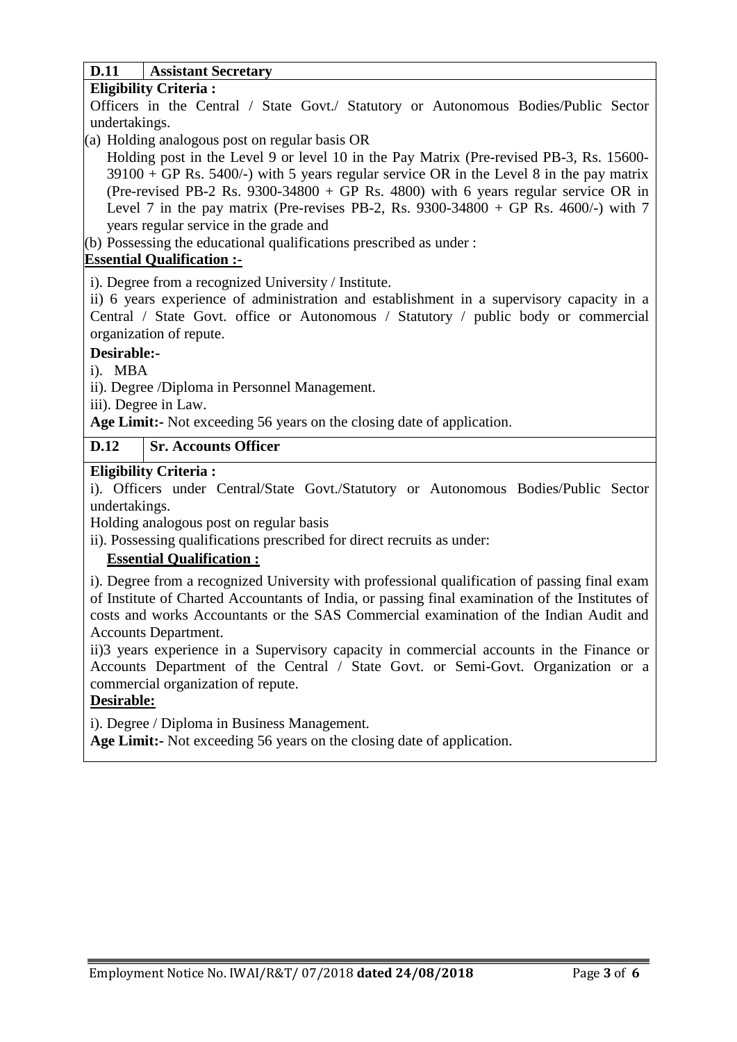| D.11 | Assistant Secretary |
|---|---|

**Eligibility Criteria :**

Officers in the Central / State Govt./ Statutory or Autonomous Bodies/Public Sector undertakings.

(a) Holding analogous post on regular basis OR
Holding post in the Level 9 or level 10 in the Pay Matrix (Pre-revised PB-3, Rs. 15600-39100 + GP Rs. 5400/-) with 5 years regular service OR in the Level 8 in the pay matrix (Pre-revised PB-2 Rs. 9300-34800 + GP Rs. 4800) with 6 years regular service OR in Level 7 in the pay matrix (Pre-revises PB-2, Rs. 9300-34800 + GP Rs. 4600/-) with 7 years regular service in the grade and

(b) Possessing the educational qualifications prescribed as under :

**Essential Qualification :-**

i). Degree from a recognized University / Institute.

ii) 6 years experience of administration and establishment in a supervisory capacity in a Central / State Govt. office or Autonomous / Statutory / public body or commercial organization of repute.

**Desirable:-**

i). MBA

ii). Degree /Diploma in Personnel Management.

iii). Degree in Law.

**Age Limit:-** Not exceeding 56 years on the closing date of application.

| D.12 | Sr. Accounts Officer |
|---|---|

**Eligibility Criteria :**

i). Officers under Central/State Govt./Statutory or Autonomous Bodies/Public Sector undertakings.

Holding analogous post on regular basis

ii). Possessing qualifications prescribed for direct recruits as under:

**Essential Qualification :**

i). Degree from a recognized University with professional qualification of passing final exam of Institute of Charted Accountants of India, or passing final examination of the Institutes of costs and works Accountants or the SAS Commercial examination of the Indian Audit and Accounts Department.

ii)3 years experience in a Supervisory capacity in commercial accounts in the Finance or Accounts Department of the Central / State Govt. or Semi-Govt. Organization or a commercial organization of repute.

**Desirable:**

i). Degree / Diploma in Business Management.

**Age Limit:-** Not exceeding 56 years on the closing date of application.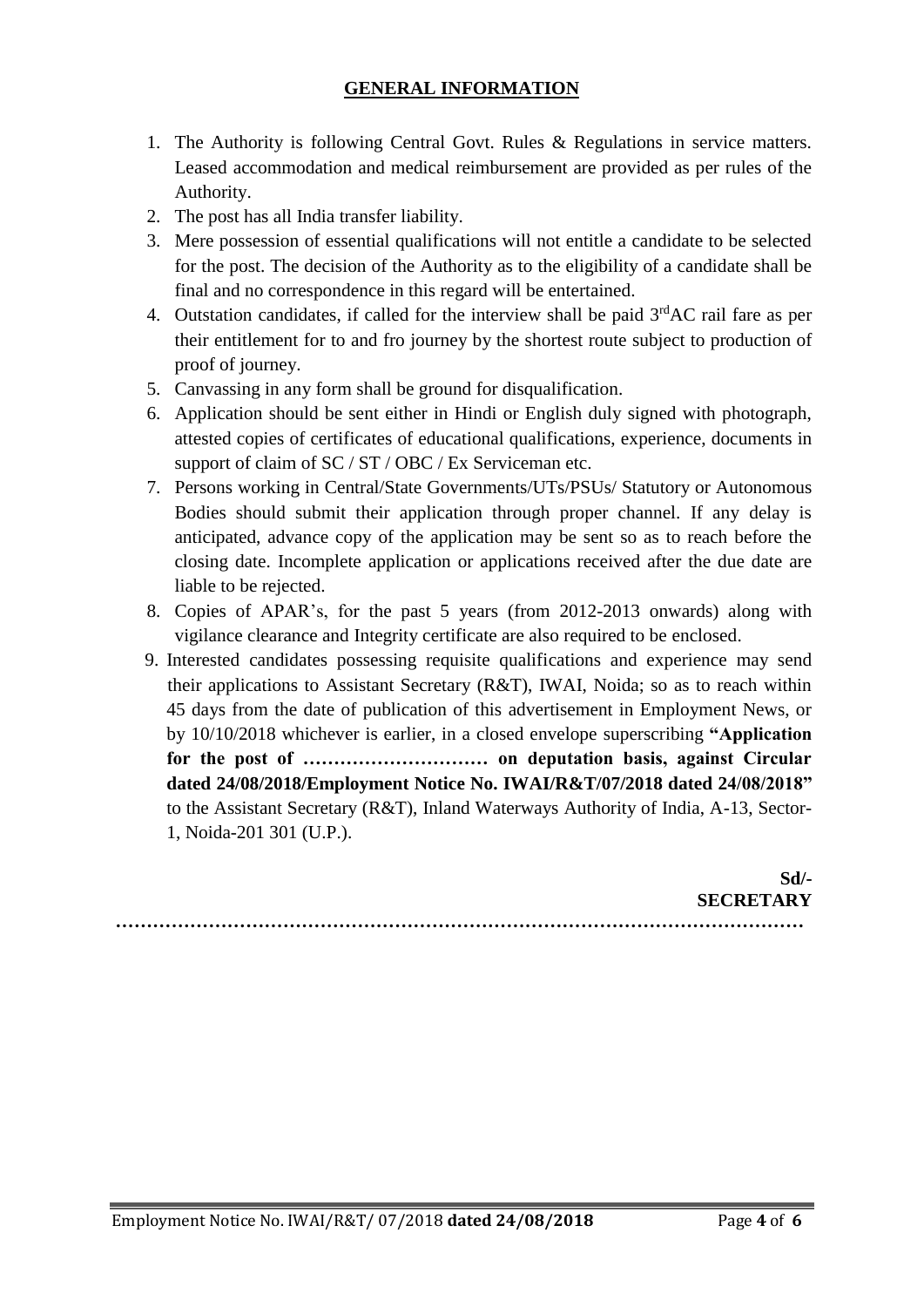## GENERAL INFORMATION

1. The Authority is following Central Govt. Rules & Regulations in service matters. Leased accommodation and medical reimbursement are provided as per rules of the Authority.
2. The post has all India transfer liability.
3. Mere possession of essential qualifications will not entitle a candidate to be selected for the post. The decision of the Authority as to the eligibility of a candidate shall be final and no correspondence in this regard will be entertained.
4. Outstation candidates, if called for the interview shall be paid 3rdAC rail fare as per their entitlement for to and fro journey by the shortest route subject to production of proof of journey.
5. Canvassing in any form shall be ground for disqualification.
6. Application should be sent either in Hindi or English duly signed with photograph, attested copies of certificates of educational qualifications, experience, documents in support of claim of SC / ST / OBC / Ex Serviceman etc.
7. Persons working in Central/State Governments/UTs/PSUs/ Statutory or Autonomous Bodies should submit their application through proper channel. If any delay is anticipated, advance copy of the application may be sent so as to reach before the closing date. Incomplete application or applications received after the due date are liable to be rejected.
8. Copies of APAR's, for the past 5 years (from 2012-2013 onwards) along with vigilance clearance and Integrity certificate are also required to be enclosed.
9. Interested candidates possessing requisite qualifications and experience may send their applications to Assistant Secretary (R&T), IWAI, Noida; so as to reach within 45 days from the date of publication of this advertisement in Employment News, or by 10/10/2018 whichever is earlier, in a closed envelope superscribing **"Application for the post of ………………………… on deputation basis, against Circular dated 24/08/2018/Employment Notice No. IWAI/R&T/07/2018 dated 24/08/2018"** to the Assistant Secretary (R&T), Inland Waterways Authority of India, A-13, Sector-1, Noida-201 301 (U.P.).

**Sd/-**
**SECRETARY**

……………………………………………………………………………………………………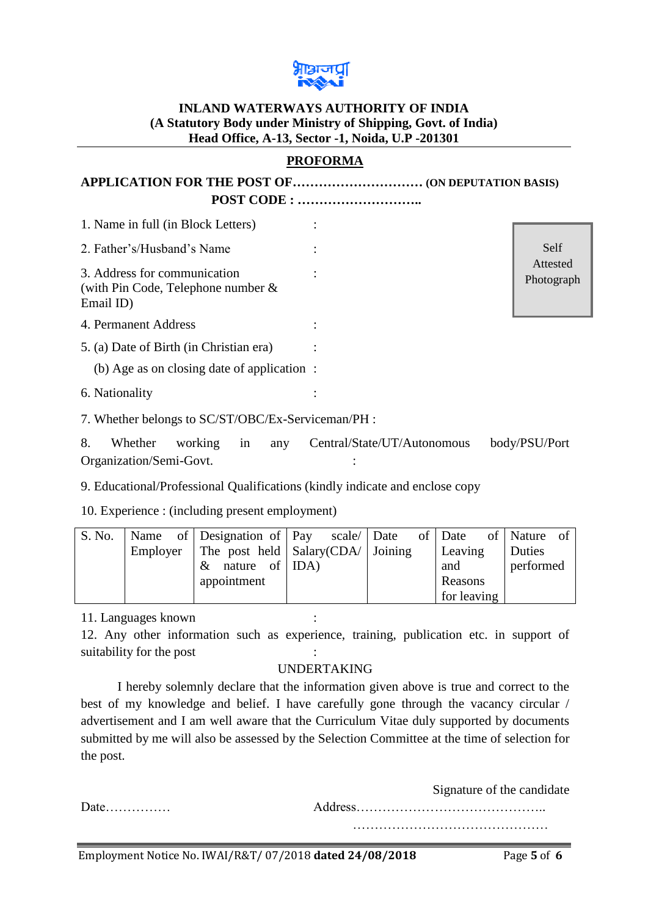**INLAND WATERWAYS AUTHORITY OF INDIA**
**(A Statutory Body under Ministry of Shipping, Govt. of India)**
**Head Office, A-13, Sector -1, Noida, U.P -201301**

## PROFORMA

**APPLICATION FOR THE POST OF………………………… (ON DEPUTATION BASIS)**
**POST CODE : ………………………..**

Self Attested Photograph

1. Name in full (in Block Letters) :
2. Father's/Husband's Name :
3. Address for communication (with Pin Code, Telephone number & Email ID) :
4. Permanent Address :
5. (a) Date of Birth (in Christian era) :
   (b) Age as on closing date of application :
6. Nationality :
7. Whether belongs to SC/ST/OBC/Ex-Serviceman/PH :
8. Whether working in any Central/State/UT/Autonomous body/PSU/Port Organization/Semi-Govt. :
9. Educational/Professional Qualifications (kindly indicate and enclose copy
10. Experience : (including present employment)

| S. No. | Name of Employer | Designation of The post held & nature of appointment | Pay scale/ Salary(CDA/ IDA) | Date of Joining | Date of Leaving and Reasons for leaving | Nature of Duties performed |
|---|---|---|---|---|---|---|
| | | | | | | |

11. Languages known :
12. Any other information such as experience, training, publication etc. in support of suitability for the post :

UNDERTAKING

I hereby solemnly declare that the information given above is true and correct to the best of my knowledge and belief. I have carefully gone through the vacancy circular / advertisement and I am well aware that the Curriculum Vitae duly supported by documents submitted by me will also be assessed by the Selection Committee at the time of selection for the post.

Signature of the candidate

Date……………

Address……………………………………..
………………………………………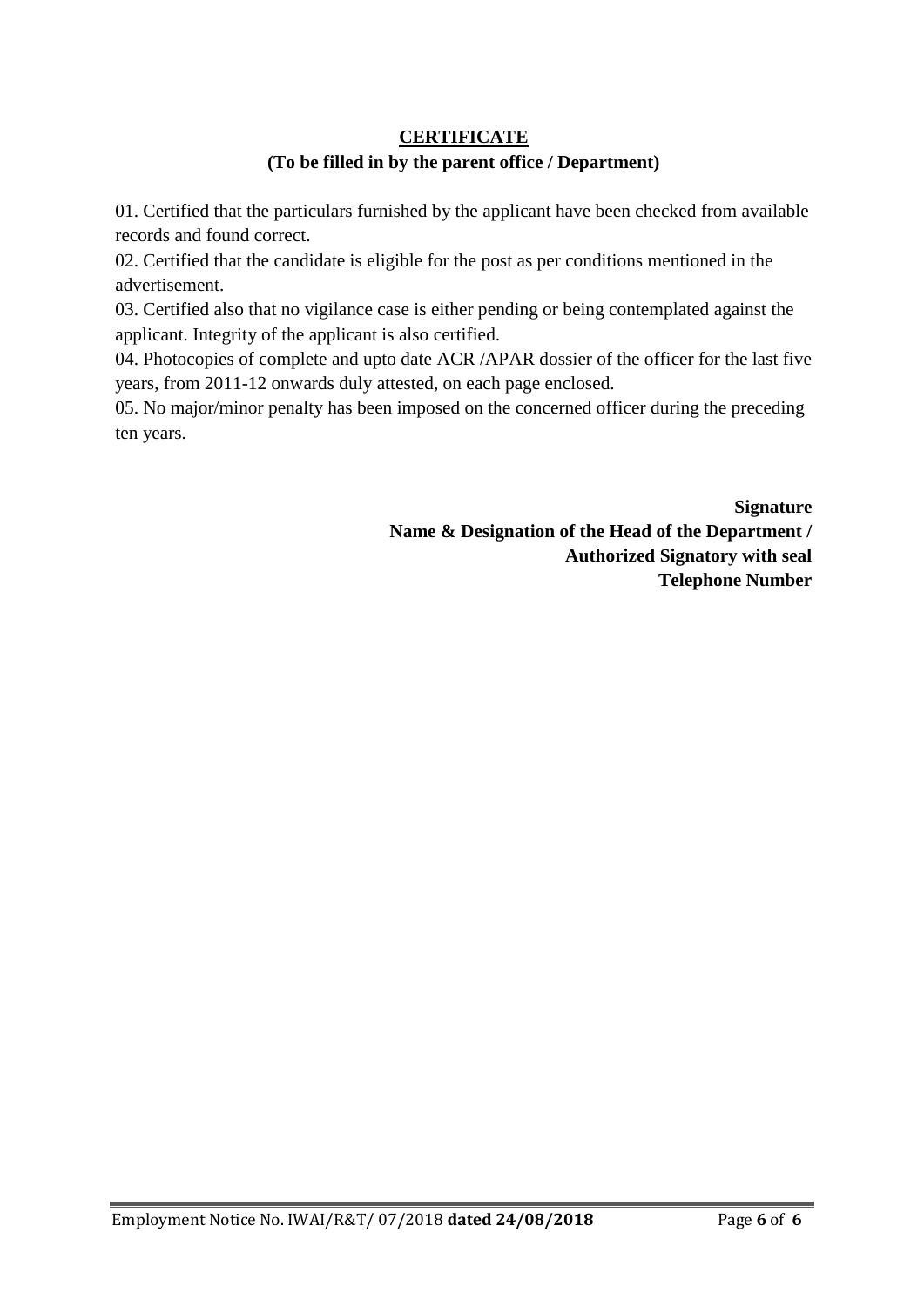## CERTIFICATE

**(To be filled in by the parent office / Department)**

01. Certified that the particulars furnished by the applicant have been checked from available records and found correct.

02. Certified that the candidate is eligible for the post as per conditions mentioned in the advertisement.

03. Certified also that no vigilance case is either pending or being contemplated against the applicant. Integrity of the applicant is also certified.

04. Photocopies of complete and upto date ACR /APAR dossier of the officer for the last five years, from 2011-12 onwards duly attested, on each page enclosed.

05. No major/minor penalty has been imposed on the concerned officer during the preceding ten years.

**Signature**
**Name & Designation of the Head of the Department /**
**Authorized Signatory with seal**
**Telephone Number**